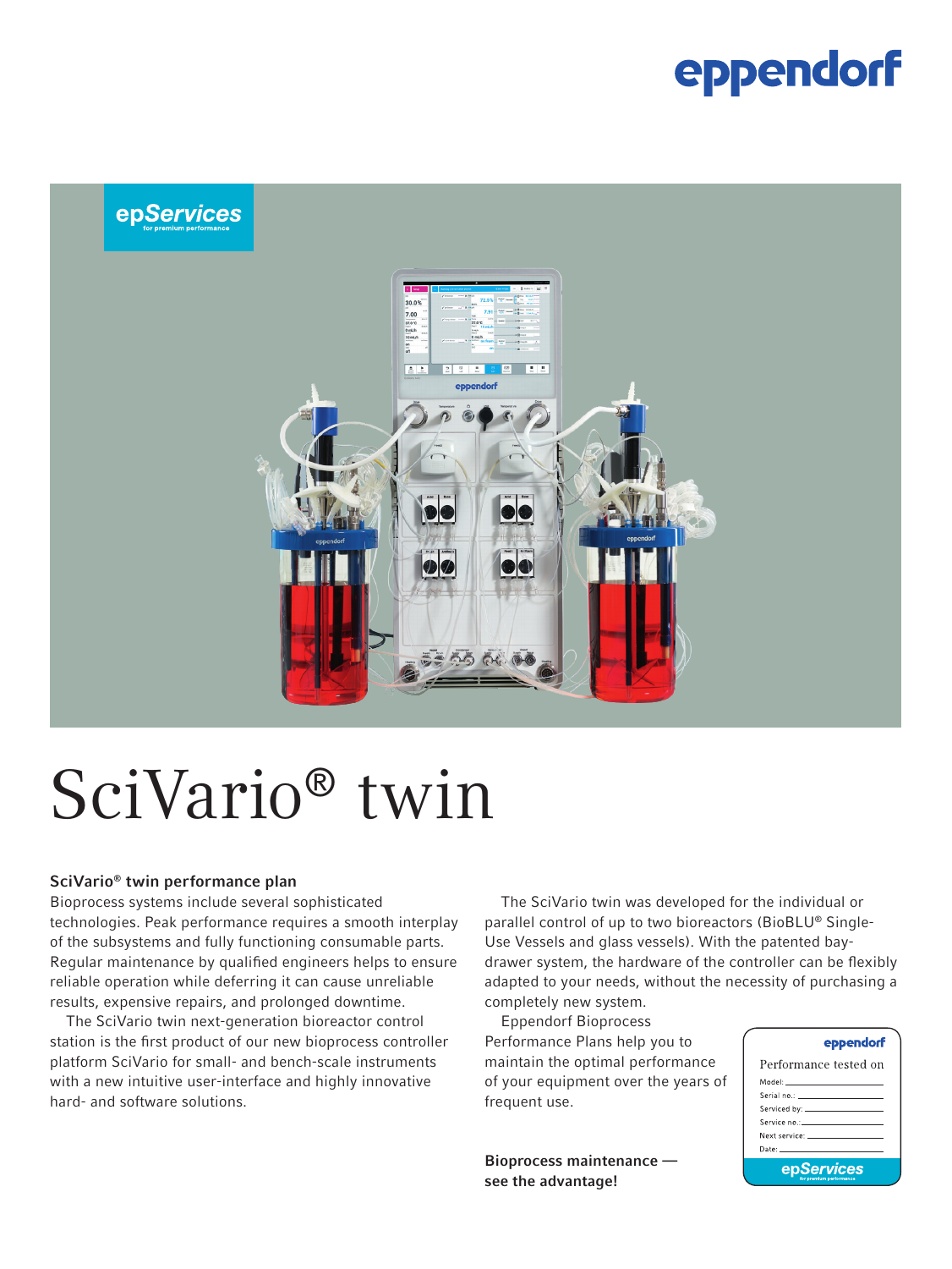# SciVario® twin

## SciVario® twin performance plan

Bioprocess systems include several sophisticated technologies. Peak performance requires a smooth interplay of the subsystems and fully functioning consumable parts. Regular maintenance by qualified engineers helps to ensure reliable operation while deferring it can cause unreliable results, expensive repairs, and prolonged downtime.

The SciVario twin next-generation bioreactor control station is the first product of our new bioprocess controller platform SciVario for small- and bench-scale instruments with a new intuitive user-interface and highly innovative hard- and software solutions.

The SciVario twin was developed for the individual or parallel control of up to two bioreactors (BioBLU® Single-Use Vessels and glass vessels). With the patented bay-drawer system, the hardware of the controller can be flexibly adapted to your needs, without the necessity of purchasing a completely new system.

Eppendorf Bioprocess Performance Plans help you to maintain the optimal performance of your equipment over the years of frequent use.

**Bioprocess maintenance — see the advantage!**

Performance tested on

Model:
Serial no.:
Serviced by:
Service no.:
Next service:
Date: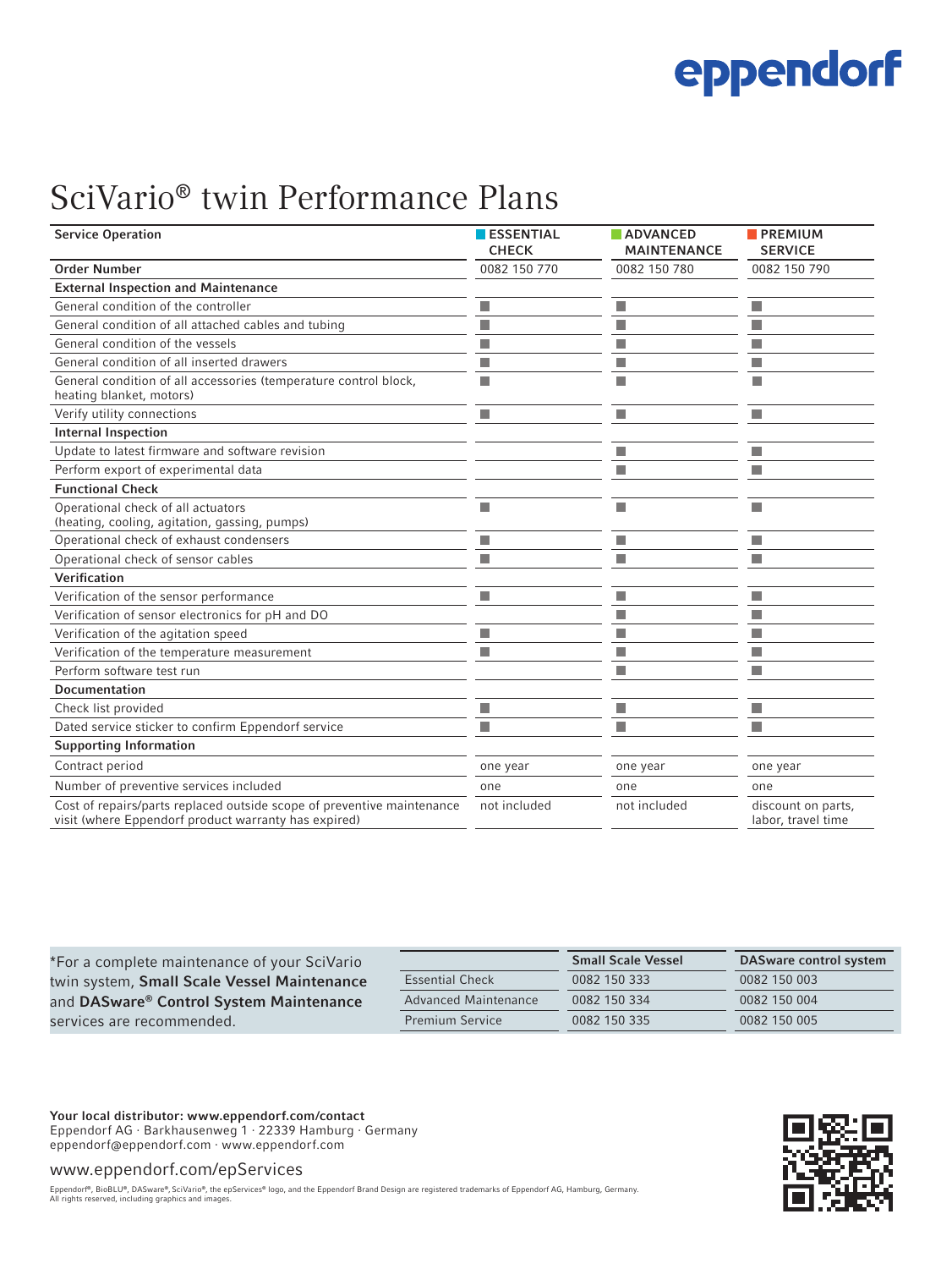# SciVario® twin Performance Plans

| Service Operation | ESSENTIAL CHECK | ADVANCED MAINTENANCE | PREMIUM SERVICE |
|---|---|---|---|
| **Order Number** | 0082 150 770 | 0082 150 780 | 0082 150 790 |
| **External Inspection and Maintenance** | | | |
| General condition of the controller | ■ | ■ | ■ |
| General condition of all attached cables and tubing | ■ | ■ | ■ |
| General condition of the vessels | ■ | ■ | ■ |
| General condition of all inserted drawers | ■ | ■ | ■ |
| General condition of all accessories (temperature control block, heating blanket, motors) | ■ | ■ | ■ |
| Verify utility connections | ■ | ■ | ■ |
| **Internal Inspection** | | | |
| Update to latest firmware and software revision | | ■ | ■ |
| Perform export of experimental data | | ■ | ■ |
| **Functional Check** | | | |
| Operational check of all actuators (heating, cooling, agitation, gassing, pumps) | ■ | ■ | ■ |
| Operational check of exhaust condensers | ■ | ■ | ■ |
| Operational check of sensor cables | ■ | ■ | ■ |
| **Verification** | | | |
| Verification of the sensor performance | ■ | ■ | ■ |
| Verification of sensor electronics for pH and DO | | ■ | ■ |
| Verification of the agitation speed | ■ | ■ | ■ |
| Verification of the temperature measurement | ■ | ■ | ■ |
| Perform software test run | | ■ | ■ |
| **Documentation** | | | |
| Check list provided | ■ | ■ | ■ |
| Dated service sticker to confirm Eppendorf service | ■ | ■ | ■ |
| **Supporting Information** | | | |
| Contract period | one year | one year | one year |
| Number of preventive services included | one | one | one |
| Cost of repairs/parts replaced outside scope of preventive maintenance visit (where Eppendorf product warranty has expired) | not included | not included | discount on parts, labor, travel time |

*For a complete maintenance of your SciVario twin system, **Small Scale Vessel Maintenance** and **DASware® Control System Maintenance** services are recommended.

| | Small Scale Vessel | DASware control system |
|---|---|---|
| Essential Check | 0082 150 333 | 0082 150 003 |
| Advanced Maintenance | 0082 150 334 | 0082 150 004 |
| Premium Service | 0082 150 335 | 0082 150 005 |

**Your local distributor: www.eppendorf.com/contact**
Eppendorf AG · Barkhausenweg 1 · 22339 Hamburg · Germany
eppendorf@eppendorf.com · www.eppendorf.com

www.eppendorf.com/epServices

Eppendorf®, BioBLU®, DASware®, SciVario®, the epServices® logo, and the Eppendorf Brand Design are registered trademarks of Eppendorf AG, Hamburg, Germany. All rights reserved, including graphics and images.